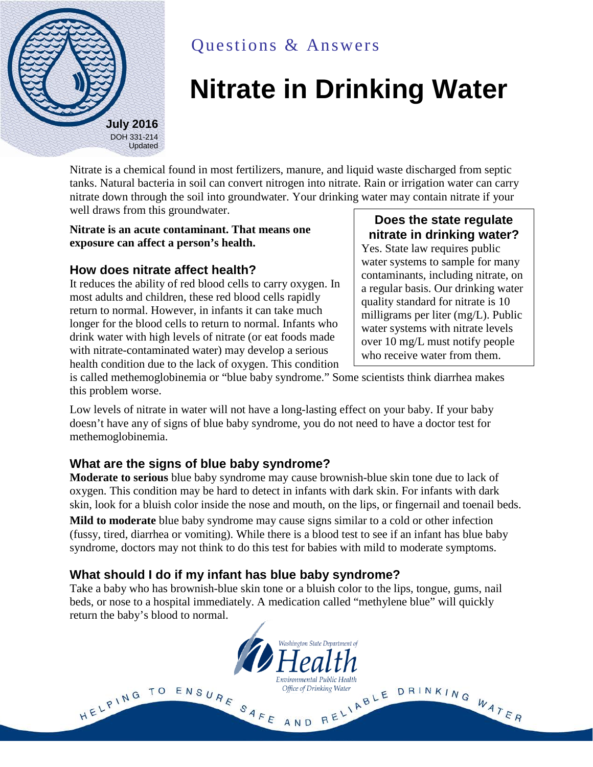Questions & Answers

# Nitrate in Drinking Water

**July 2016**
DOH 331-214
Updated

Nitrate is a chemical found in most fertilizers, manure, and liquid waste discharged from septic tanks. Natural bacteria in soil can convert nitrogen into nitrate. Rain or irrigation water can carry nitrate down through the soil into groundwater. Your drinking water may contain nitrate if your well draws from this groundwater.

**Nitrate is an acute contaminant. That means one exposure can affect a person's health.**

## How does nitrate affect health?

It reduces the ability of red blood cells to carry oxygen. In most adults and children, these red blood cells rapidly return to normal. However, in infants it can take much longer for the blood cells to return to normal. Infants who drink water with high levels of nitrate (or eat foods made with nitrate-contaminated water) may develop a serious health condition due to the lack of oxygen. This condition is called methemoglobinemia or "blue baby syndrome." Some scientists think diarrhea makes this problem worse.

Low levels of nitrate in water will not have a long-lasting effect on your baby. If your baby doesn't have any of signs of blue baby syndrome, you do not need to have a doctor test for methemoglobinemia.

## Does the state regulate nitrate in drinking water?

Yes. State law requires public water systems to sample for many contaminants, including nitrate, on a regular basis. Our drinking water quality standard for nitrate is 10 milligrams per liter (mg/L). Public water systems with nitrate levels over 10 mg/L must notify people who receive water from them.

## What are the signs of blue baby syndrome?

**Moderate to serious** blue baby syndrome may cause brownish-blue skin tone due to lack of oxygen. This condition may be hard to detect in infants with dark skin. For infants with dark skin, look for a bluish color inside the nose and mouth, on the lips, or fingernail and toenail beds.

**Mild to moderate** blue baby syndrome may cause signs similar to a cold or other infection (fussy, tired, diarrhea or vomiting). While there is a blood test to see if an infant has blue baby syndrome, doctors may not think to do this test for babies with mild to moderate symptoms.

## What should I do if my infant has blue baby syndrome?

Take a baby who has brownish-blue skin tone or a bluish color to the lips, tongue, gums, nail beds, or nose to a hospital immediately. A medication called "methylene blue" will quickly return the baby's blood to normal.

Washington State Department of Health
Environmental Public Health
Office of Drinking Water

HELPING TO ENSURE SAFE AND RELIABLE DRINKING WATER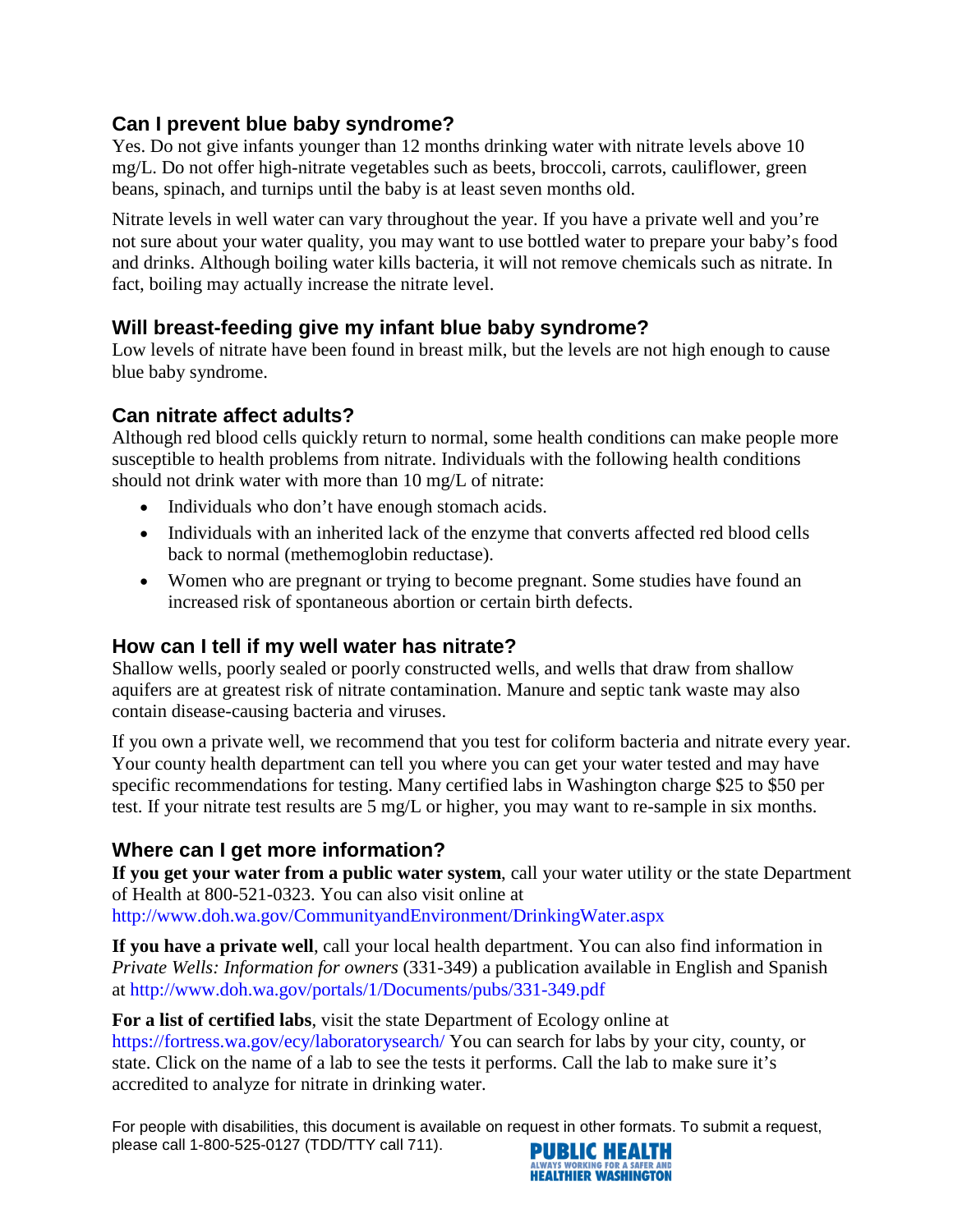## Can I prevent blue baby syndrome?

Yes. Do not give infants younger than 12 months drinking water with nitrate levels above 10 mg/L. Do not offer high-nitrate vegetables such as beets, broccoli, carrots, cauliflower, green beans, spinach, and turnips until the baby is at least seven months old.

Nitrate levels in well water can vary throughout the year. If you have a private well and you're not sure about your water quality, you may want to use bottled water to prepare your baby's food and drinks. Although boiling water kills bacteria, it will not remove chemicals such as nitrate. In fact, boiling may actually increase the nitrate level.

## Will breast-feeding give my infant blue baby syndrome?

Low levels of nitrate have been found in breast milk, but the levels are not high enough to cause blue baby syndrome.

## Can nitrate affect adults?

Although red blood cells quickly return to normal, some health conditions can make people more susceptible to health problems from nitrate. Individuals with the following health conditions should not drink water with more than 10 mg/L of nitrate:

- Individuals who don't have enough stomach acids.
- Individuals with an inherited lack of the enzyme that converts affected red blood cells back to normal (methemoglobin reductase).
- Women who are pregnant or trying to become pregnant. Some studies have found an increased risk of spontaneous abortion or certain birth defects.

## How can I tell if my well water has nitrate?

Shallow wells, poorly sealed or poorly constructed wells, and wells that draw from shallow aquifers are at greatest risk of nitrate contamination. Manure and septic tank waste may also contain disease-causing bacteria and viruses.

If you own a private well, we recommend that you test for coliform bacteria and nitrate every year. Your county health department can tell you where you can get your water tested and may have specific recommendations for testing. Many certified labs in Washington charge $25 to $50 per test. If your nitrate test results are 5 mg/L or higher, you may want to re-sample in six months.

## Where can I get more information?

**If you get your water from a public water system**, call your water utility or the state Department of Health at 800-521-0323. You can also visit online at http://www.doh.wa.gov/CommunityandEnvironment/DrinkingWater.aspx

**If you have a private well**, call your local health department. You can also find information in *Private Wells: Information for owners* (331-349) a publication available in English and Spanish at http://www.doh.wa.gov/portals/1/Documents/pubs/331-349.pdf

**For a list of certified labs**, visit the state Department of Ecology online at https://fortress.wa.gov/ecy/laboratorysearch/ You can search for labs by your city, county, or state. Click on the name of a lab to see the tests it performs. Call the lab to make sure it's accredited to analyze for nitrate in drinking water.

For people with disabilities, this document is available on request in other formats. To submit a request, please call 1-800-525-0127 (TDD/TTY call 711).

PUBLIC HEALTH
ALWAYS WORKING FOR A SAFER AND HEALTHIER WASHINGTON